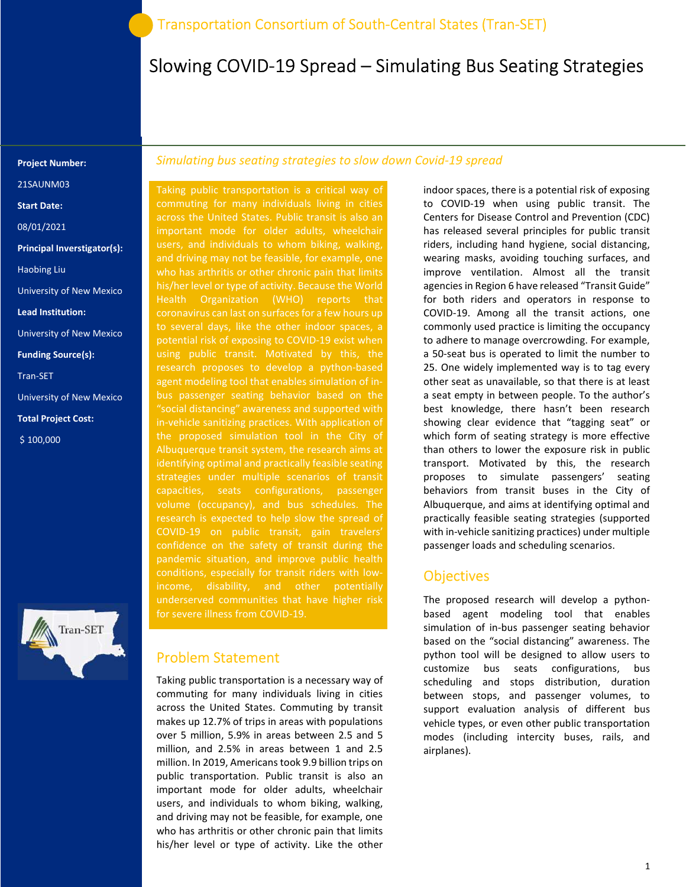Transportation Consortium of South-Central States (Tran-SET)

# Slowing COVID-19 Spread – Simulating Bus Seating Strategies

**Project Number:**

21SAUNM03

**Start Date:**

08/01/2021

**Principal Inverstigator(s):**

Haobing Liu

University of New Mexico

**Lead Institution:**

University of New Mexico

**Funding Source(s):**

Tran-SET

University of New Mexico

**Total Project Cost:**

$ 100,000

*Simulating bus seating strategies to slow down Covid-19 spread*

Taking public transportation is a critical way of commuting for many individuals living in cities across the United States. Public transit is also an important mode for older adults, wheelchair users, and individuals to whom biking, walking, and driving may not be feasible, for example, one who has arthritis or other chronic pain that limits his/her level or type of activity. Because the World Health Organization (WHO) reports that coronavirus can last on surfaces for a few hours up to several days, like the other indoor spaces, a potential risk of exposing to COVID-19 exist when using public transit. Motivated by this, the research proposes to develop a python-based agent modeling tool that enables simulation of in-bus passenger seating behavior based on the "social distancing" awareness and supported with in-vehicle sanitizing practices. With application of the proposed simulation tool in the City of Albuquerque transit system, the research aims at identifying optimal and practically feasible seating strategies under multiple scenarios of transit capacities, seats configurations, passenger volume (occupancy), and bus schedules. The research is expected to help slow the spread of COVID-19 on public transit, gain travelers' confidence on the safety of transit during the pandemic situation, and improve public health conditions, especially for transit riders with low-income, disability, and other potentially underserved communities that have higher risk for severe illness from COVID-19.

## Problem Statement

Taking public transportation is a necessary way of commuting for many individuals living in cities across the United States. Commuting by transit makes up 12.7% of trips in areas with populations over 5 million, 5.9% in areas between 2.5 and 5 million, and 2.5% in areas between 1 and 2.5 million. In 2019, Americans took 9.9 billion trips on public transportation. Public transit is also an important mode for older adults, wheelchair users, and individuals to whom biking, walking, and driving may not be feasible, for example, one who has arthritis or other chronic pain that limits his/her level or type of activity. Like the other indoor spaces, there is a potential risk of exposing to COVID-19 when using public transit. The Centers for Disease Control and Prevention (CDC) has released several principles for public transit riders, including hand hygiene, social distancing, wearing masks, avoiding touching surfaces, and improve ventilation. Almost all the transit agencies in Region 6 have released "Transit Guide" for both riders and operators in response to COVID-19. Among all the transit actions, one commonly used practice is limiting the occupancy to adhere to manage overcrowding. For example, a 50-seat bus is operated to limit the number to 25. One widely implemented way is to tag every other seat as unavailable, so that there is at least a seat empty in between people. To the author's best knowledge, there hasn't been research showing clear evidence that "tagging seat" or which form of seating strategy is more effective than others to lower the exposure risk in public transport. Motivated by this, the research proposes to simulate passengers' seating behaviors from transit buses in the City of Albuquerque, and aims at identifying optimal and practically feasible seating strategies (supported with in-vehicle sanitizing practices) under multiple passenger loads and scheduling scenarios.

## Objectives

The proposed research will develop a python-based agent modeling tool that enables simulation of in-bus passenger seating behavior based on the "social distancing" awareness. The python tool will be designed to allow users to customize bus seats configurations, bus scheduling and stops distribution, duration between stops, and passenger volumes, to support evaluation analysis of different bus vehicle types, or even other public transportation modes (including intercity buses, rails, and airplanes).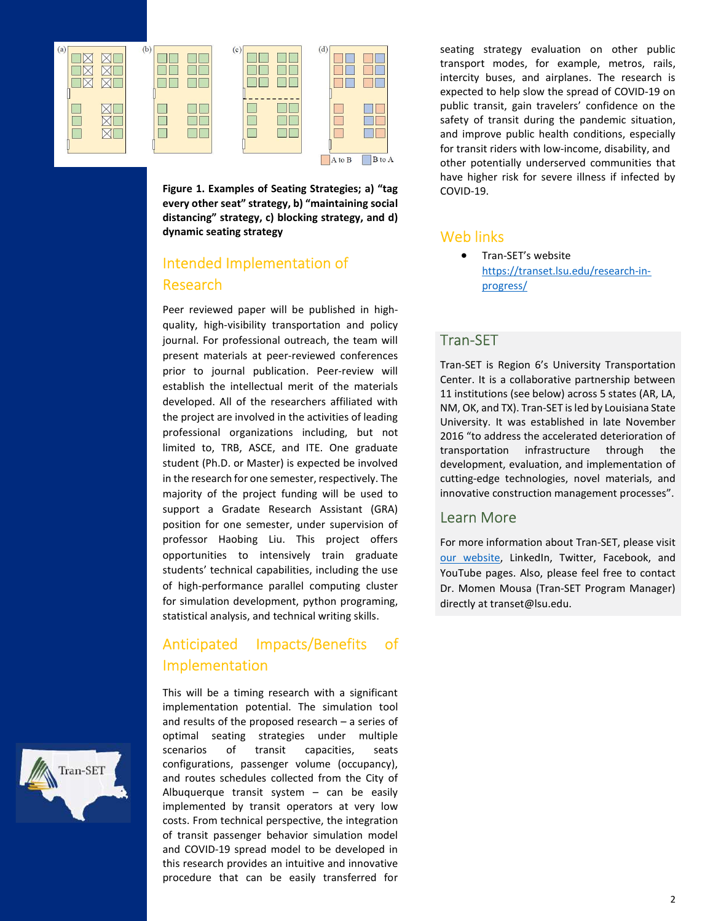(a) (b) (c) (d)

A to B    B to A

**Figure 1. Examples of Seating Strategies; a) "tag every other seat" strategy, b) "maintaining social distancing" strategy, c) blocking strategy, and d) dynamic seating strategy**

## Intended Implementation of Research

Peer reviewed paper will be published in high-quality, high-visibility transportation and policy journal. For professional outreach, the team will present materials at peer-reviewed conferences prior to journal publication. Peer-review will establish the intellectual merit of the materials developed. All of the researchers affiliated with the project are involved in the activities of leading professional organizations including, but not limited to, TRB, ASCE, and ITE. One graduate student (Ph.D. or Master) is expected be involved in the research for one semester, respectively. The majority of the project funding will be used to support a Gradate Research Assistant (GRA) position for one semester, under supervision of professor Haobing Liu. This project offers opportunities to intensively train graduate students' technical capabilities, including the use of high-performance parallel computing cluster for simulation development, python programing, statistical analysis, and technical writing skills.

## Anticipated Impacts/Benefits of Implementation

This will be a timing research with a significant implementation potential. The simulation tool and results of the proposed research – a series of optimal seating strategies under multiple scenarios of transit capacities, seats configurations, passenger volume (occupancy), and routes schedules collected from the City of Albuquerque transit system – can be easily implemented by transit operators at very low costs. From technical perspective, the integration of transit passenger behavior simulation model and COVID-19 spread model to be developed in this research provides an intuitive and innovative procedure that can be easily transferred for seating strategy evaluation on other public transport modes, for example, metros, rails, intercity buses, and airplanes. The research is expected to help slow the spread of COVID-19 on public transit, gain travelers' confidence on the safety of transit during the pandemic situation, and improve public health conditions, especially for transit riders with low-income, disability, and other potentially underserved communities that have higher risk for severe illness if infected by COVID-19.

## Web links

- Tran-SET's website
  https://transet.lsu.edu/research-in-progress/

## Tran-SET

Tran-SET is Region 6's University Transportation Center. It is a collaborative partnership between 11 institutions (see below) across 5 states (AR, LA, NM, OK, and TX). Tran-SET is led by Louisiana State University. It was established in late November 2016 "to address the accelerated deterioration of transportation infrastructure through the development, evaluation, and implementation of cutting-edge technologies, novel materials, and innovative construction management processes".

## Learn More

For more information about Tran-SET, please visit our website, LinkedIn, Twitter, Facebook, and YouTube pages. Also, please feel free to contact Dr. Momen Mousa (Tran-SET Program Manager) directly at transet@lsu.edu.

Tran-SET